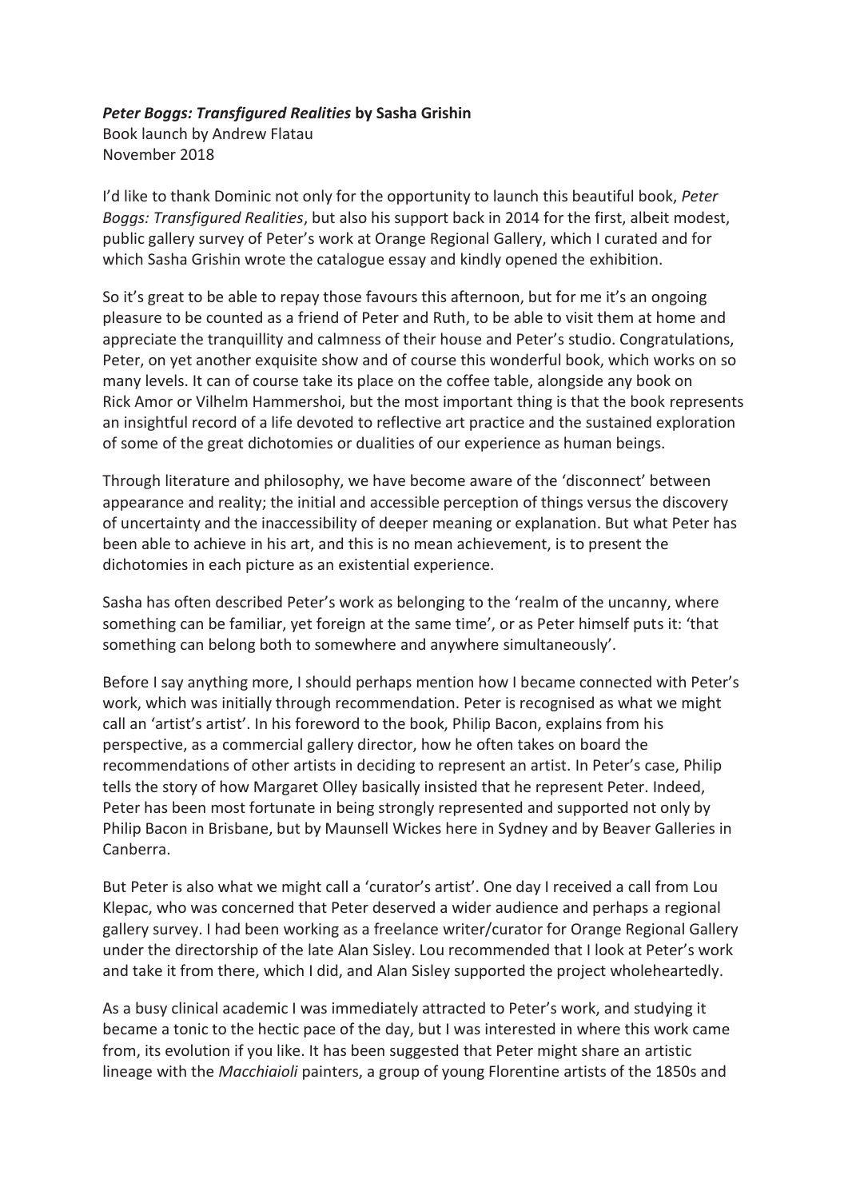***Peter Boggs: Transfigured Realities*** **by Sasha Grishin**
Book launch by Andrew Flatau
November 2018

I'd like to thank Dominic not only for the opportunity to launch this beautiful book, *Peter Boggs: Transfigured Realities*, but also his support back in 2014 for the first, albeit modest, public gallery survey of Peter's work at Orange Regional Gallery, which I curated and for which Sasha Grishin wrote the catalogue essay and kindly opened the exhibition.

So it's great to be able to repay those favours this afternoon, but for me it's an ongoing pleasure to be counted as a friend of Peter and Ruth, to be able to visit them at home and appreciate the tranquillity and calmness of their house and Peter's studio. Congratulations, Peter, on yet another exquisite show and of course this wonderful book, which works on so many levels. It can of course take its place on the coffee table, alongside any book on Rick Amor or Vilhelm Hammershoi, but the most important thing is that the book represents an insightful record of a life devoted to reflective art practice and the sustained exploration of some of the great dichotomies or dualities of our experience as human beings.

Through literature and philosophy, we have become aware of the 'disconnect' between appearance and reality; the initial and accessible perception of things versus the discovery of uncertainty and the inaccessibility of deeper meaning or explanation. But what Peter has been able to achieve in his art, and this is no mean achievement, is to present the dichotomies in each picture as an existential experience.

Sasha has often described Peter's work as belonging to the 'realm of the uncanny, where something can be familiar, yet foreign at the same time', or as Peter himself puts it: 'that something can belong both to somewhere and anywhere simultaneously'.

Before I say anything more, I should perhaps mention how I became connected with Peter's work, which was initially through recommendation. Peter is recognised as what we might call an 'artist's artist'. In his foreword to the book, Philip Bacon, explains from his perspective, as a commercial gallery director, how he often takes on board the recommendations of other artists in deciding to represent an artist. In Peter's case, Philip tells the story of how Margaret Olley basically insisted that he represent Peter. Indeed, Peter has been most fortunate in being strongly represented and supported not only by Philip Bacon in Brisbane, but by Maunsell Wickes here in Sydney and by Beaver Galleries in Canberra.

But Peter is also what we might call a 'curator's artist'. One day I received a call from Lou Klepac, who was concerned that Peter deserved a wider audience and perhaps a regional gallery survey. I had been working as a freelance writer/curator for Orange Regional Gallery under the directorship of the late Alan Sisley. Lou recommended that I look at Peter's work and take it from there, which I did, and Alan Sisley supported the project wholeheartedly.

As a busy clinical academic I was immediately attracted to Peter's work, and studying it became a tonic to the hectic pace of the day, but I was interested in where this work came from, its evolution if you like. It has been suggested that Peter might share an artistic lineage with the *Macchiaioli* painters, a group of young Florentine artists of the 1850s and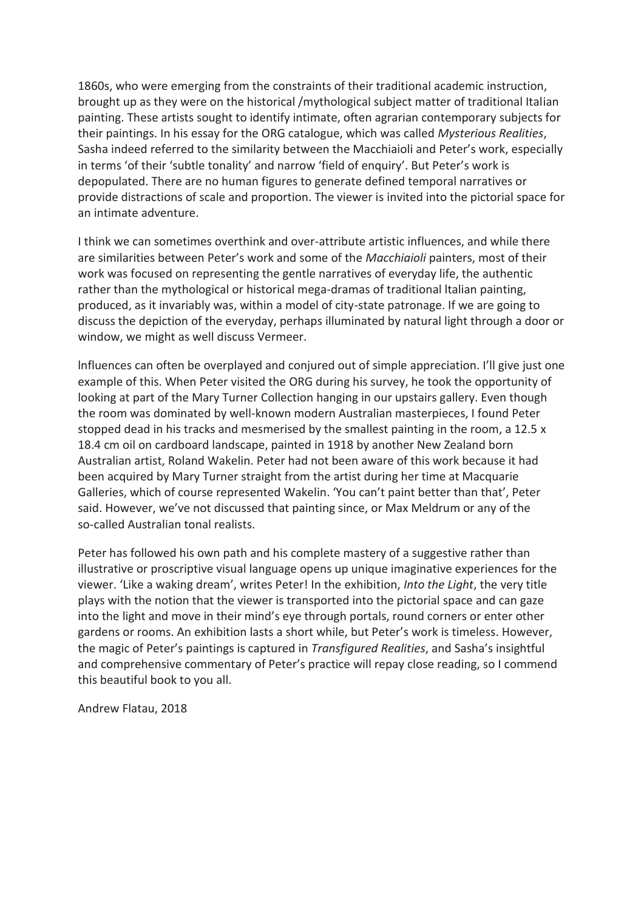1860s, who were emerging from the constraints of their traditional academic instruction, brought up as they were on the historical /mythological subject matter of traditional Italian painting. These artists sought to identify intimate, often agrarian contemporary subjects for their paintings. In his essay for the ORG catalogue, which was called *Mysterious Realities*, Sasha indeed referred to the similarity between the Macchiaioli and Peter's work, especially in terms 'of their 'subtle tonality' and narrow 'field of enquiry'. But Peter's work is depopulated. There are no human figures to generate defined temporal narratives or provide distractions of scale and proportion. The viewer is invited into the pictorial space for an intimate adventure.

I think we can sometimes overthink and over-attribute artistic influences, and while there are similarities between Peter's work and some of the *Macchiaioli* painters, most of their work was focused on representing the gentle narratives of everyday life, the authentic rather than the mythological or historical mega-dramas of traditional Italian painting, produced, as it invariably was, within a model of city-state patronage. If we are going to discuss the depiction of the everyday, perhaps illuminated by natural light through a door or window, we might as well discuss Vermeer.

Influences can often be overplayed and conjured out of simple appreciation. I'll give just one example of this. When Peter visited the ORG during his survey, he took the opportunity of looking at part of the Mary Turner Collection hanging in our upstairs gallery. Even though the room was dominated by well-known modern Australian masterpieces, I found Peter stopped dead in his tracks and mesmerised by the smallest painting in the room, a 12.5 x 18.4 cm oil on cardboard landscape, painted in 1918 by another New Zealand born Australian artist, Roland Wakelin. Peter had not been aware of this work because it had been acquired by Mary Turner straight from the artist during her time at Macquarie Galleries, which of course represented Wakelin. 'You can't paint better than that', Peter said. However, we've not discussed that painting since, or Max Meldrum or any of the so-called Australian tonal realists.

Peter has followed his own path and his complete mastery of a suggestive rather than illustrative or proscriptive visual language opens up unique imaginative experiences for the viewer. 'Like a waking dream', writes Peter! In the exhibition, *Into the Light*, the very title plays with the notion that the viewer is transported into the pictorial space and can gaze into the light and move in their mind's eye through portals, round corners or enter other gardens or rooms. An exhibition lasts a short while, but Peter's work is timeless. However, the magic of Peter's paintings is captured in *Transfigured Realities*, and Sasha's insightful and comprehensive commentary of Peter's practice will repay close reading, so I commend this beautiful book to you all.

Andrew Flatau, 2018